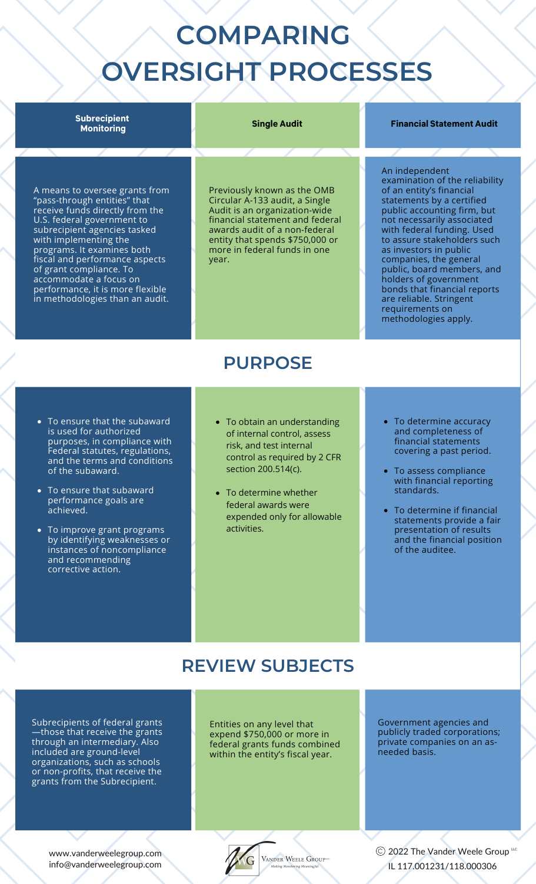# COMPARING OVERSIGHT PROCESSES

| Subrecipient Monitoring | Single Audit | Financial Statement Audit |
|---|---|---|
| A means to oversee grants from "pass-through entities" that receive funds directly from the U.S. federal government to subrecipient agencies tasked with implementing the programs. It examines both fiscal and performance aspects of grant compliance. To accommodate a focus on performance, it is more flexible in methodologies than an audit. | Previously known as the OMB Circular A-133 audit, a Single Audit is an organization-wide financial statement and federal awards audit of a non-federal entity that spends $750,000 or more in federal funds in one year. | An independent examination of the reliability of an entity's financial statements by a certified public accounting firm, but not necessarily associated with federal funding. Used to assure stakeholders such as investors in public companies, the general public, board members, and holders of government bonds that financial reports are reliable. Stringent requirements on methodologies apply. |

## PURPOSE

| Subrecipient Monitoring | Single Audit | Financial Statement Audit |
|---|---|---|
| • To ensure that the subaward is used for authorized purposes, in compliance with Federal statutes, regulations, and the terms and conditions of the subaward.<br>• To ensure that subaward performance goals are achieved.<br>• To improve grant programs by identifying weaknesses or instances of noncompliance and recommending corrective action. | • To obtain an understanding of internal control, assess risk, and test internal control as required by 2 CFR section 200.514(c).<br>• To determine whether federal awards were expended only for allowable activities. | • To determine accuracy and completeness of financial statements covering a past period.<br>• To assess compliance with financial reporting standards.<br>• To determine if financial statements provide a fair presentation of results and the financial position of the auditee. |

## REVIEW SUBJECTS

| Subrecipient Monitoring | Single Audit | Financial Statement Audit |
|---|---|---|
| Subrecipients of federal grants—those that receive the grants through an intermediary. Also included are ground-level organizations, such as schools or non-profits, that receive the grants from the Subrecipient. | Entities on any level that expend $750,000 or more in federal grants funds combined within the entity's fiscal year. | Government agencies and publicly traded corporations; private companies on an as-needed basis. |

www.vanderweelegroup.com
info@vanderweelegroup.com

Vander Weele Group LLC
*Making Monitoring Meaningful*

© 2022 The Vander Weele Group LLC
IL 117.001231/118.000306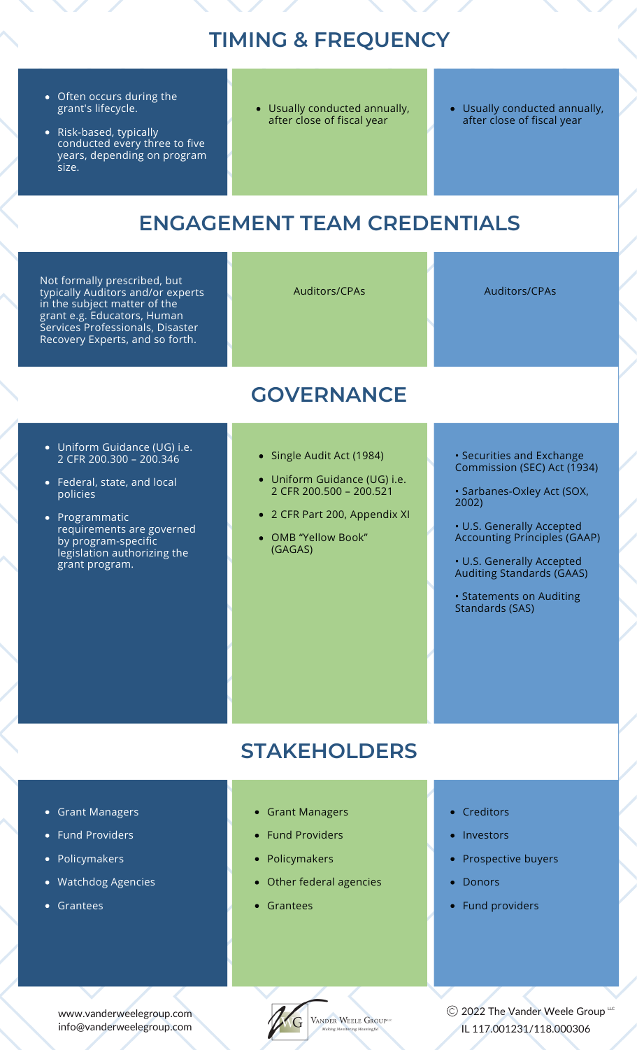## TIMING & FREQUENCY

| | | |
|---|---|---|
| • Often occurs during the grant's lifecycle.<br>• Risk-based, typically conducted every three to five years, depending on program size. | • Usually conducted annually, after close of fiscal year | • Usually conducted annually, after close of fiscal year |

## ENGAGEMENT TEAM CREDENTIALS

| | | |
|---|---|---|
| Not formally prescribed, but typically Auditors and/or experts in the subject matter of the grant e.g. Educators, Human Services Professionals, Disaster Recovery Experts, and so forth. | Auditors/CPAs | Auditors/CPAs |

## GOVERNANCE

| | | |
|---|---|---|
| • Uniform Guidance (UG) i.e. 2 CFR 200.300 – 200.346<br>• Federal, state, and local policies<br>• Programmatic requirements are governed by program-specific legislation authorizing the grant program. | • Single Audit Act (1984)<br>• Uniform Guidance (UG) i.e. 2 CFR 200.500 – 200.521<br>• 2 CFR Part 200, Appendix XI<br>• OMB "Yellow Book" (GAGAS) | • Securities and Exchange Commission (SEC) Act (1934)<br>• Sarbanes-Oxley Act (SOX, 2002)<br>• U.S. Generally Accepted Accounting Principles (GAAP)<br>• U.S. Generally Accepted Auditing Standards (GAAS)<br>• Statements on Auditing Standards (SAS) |

## STAKEHOLDERS

| | | |
|---|---|---|
| • Grant Managers<br>• Fund Providers<br>• Policymakers<br>• Watchdog Agencies<br>• Grantees | • Grant Managers<br>• Fund Providers<br>• Policymakers<br>• Other federal agencies<br>• Grantees | • Creditors<br>• Investors<br>• Prospective buyers<br>• Donors<br>• Fund providers |

www.vanderweelegroup.com
info@vanderweelegroup.com

Vander Weele Group LLC — Making Monitoring Meaningful

© 2022 The Vander Weele Group LLC
IL 117.001231/118.000306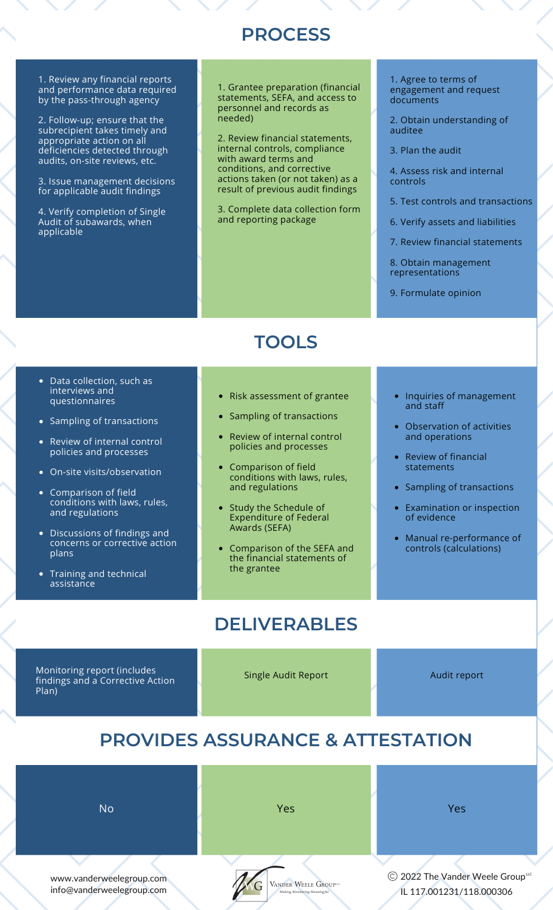## PROCESS

1. Review any financial reports and performance data required by the pass-through agency

2. Follow-up; ensure that the subrecipient takes timely and appropriate action on all deficiencies detected through audits, on-site reviews, etc.

3. Issue management decisions for applicable audit findings

4. Verify completion of Single Audit of subawards, when applicable

1. Grantee preparation (financial statements, SEFA, and access to personnel and records as needed)

2. Review financial statements, internal controls, compliance with award terms and conditions, and corrective actions taken (or not taken) as a result of previous audit findings

3. Complete data collection form and reporting package

1. Agree to terms of engagement and request documents

2. Obtain understanding of auditee

3. Plan the audit

4. Assess risk and internal controls

5. Test controls and transactions

6. Verify assets and liabilities

7. Review financial statements

8. Obtain management representations

9. Formulate opinion

## TOOLS

- Data collection, such as interviews and questionnaires
- Sampling of transactions
- Review of internal control policies and processes
- On-site visits/observation
- Comparison of field conditions with laws, rules, and regulations
- Discussions of findings and concerns or corrective action plans
- Training and technical assistance

- Risk assessment of grantee
- Sampling of transactions
- Review of internal control policies and processes
- Comparison of field conditions with laws, rules, and regulations
- Study the Schedule of Expenditure of Federal Awards (SEFA)
- Comparison of the SEFA and the financial statements of the grantee

- Inquiries of management and staff
- Observation of activities and operations
- Review of financial statements
- Sampling of transactions
- Examination or inspection of evidence
- Manual re-performance of controls (calculations)

## DELIVERABLES

| | | |
|---|---|---|
| Monitoring report (includes findings and a Corrective Action Plan) | Single Audit Report | Audit report |

## PROVIDES ASSURANCE & ATTESTATION

| | | |
|---|---|---|
| No | Yes | Yes |

www.vanderweelegroup.com
info@vanderweelegroup.com

Vander Weele Group LLC
Making Monitoring Meaningful

© 2022 The Vander Weele Group LLC
IL 117.001231/118.000306